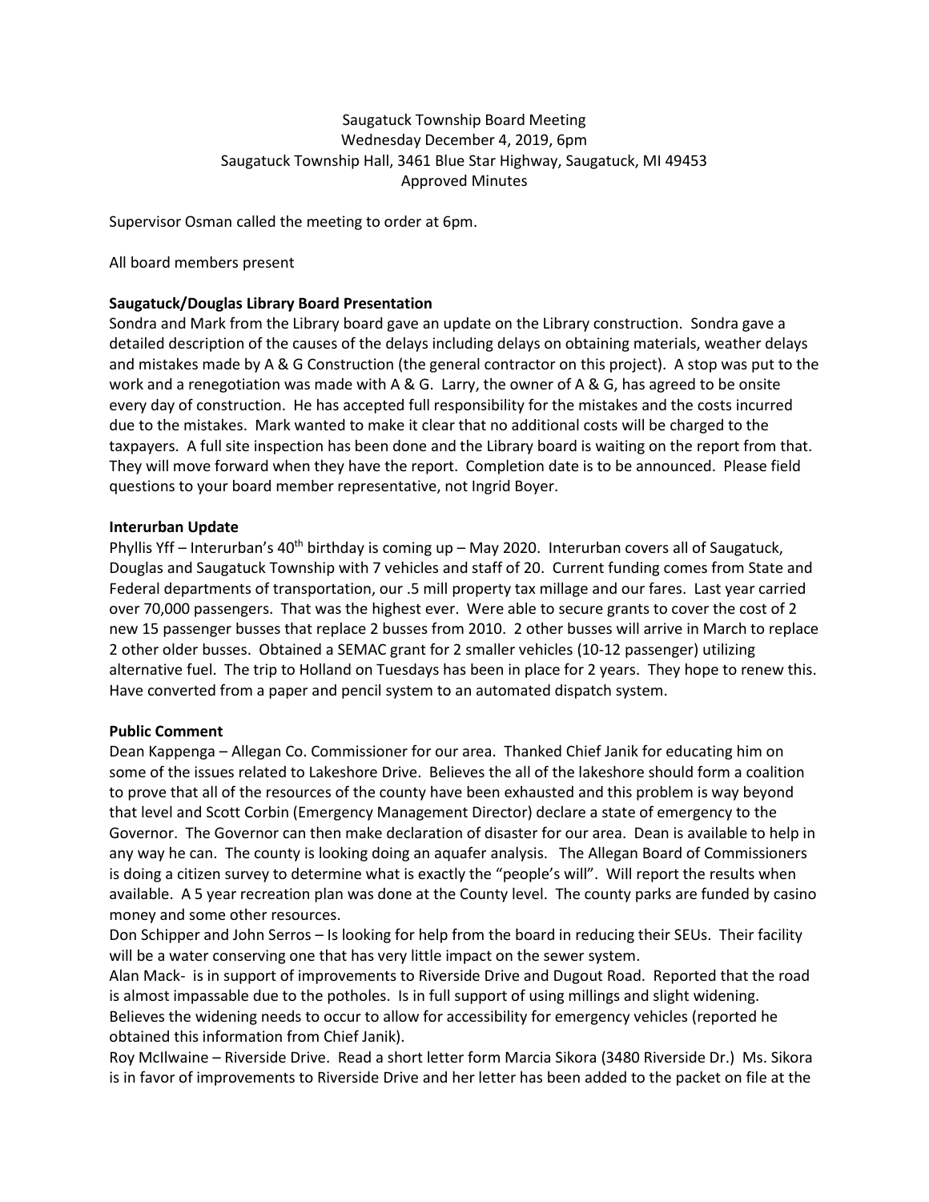Saugatuck Township Board Meeting
Wednesday December 4, 2019, 6pm
Saugatuck Township Hall, 3461 Blue Star Highway, Saugatuck, MI 49453
Approved Minutes

Supervisor Osman called the meeting to order at 6pm.

All board members present

**Saugatuck/Douglas Library Board Presentation**

Sondra and Mark from the Library board gave an update on the Library construction. Sondra gave a detailed description of the causes of the delays including delays on obtaining materials, weather delays and mistakes made by A & G Construction (the general contractor on this project). A stop was put to the work and a renegotiation was made with A & G. Larry, the owner of A & G, has agreed to be onsite every day of construction. He has accepted full responsibility for the mistakes and the costs incurred due to the mistakes. Mark wanted to make it clear that no additional costs will be charged to the taxpayers. A full site inspection has been done and the Library board is waiting on the report from that. They will move forward when they have the report. Completion date is to be announced. Please field questions to your board member representative, not Ingrid Boyer.

**Interurban Update**

Phyllis Yff – Interurban's 40th birthday is coming up – May 2020. Interurban covers all of Saugatuck, Douglas and Saugatuck Township with 7 vehicles and staff of 20. Current funding comes from State and Federal departments of transportation, our .5 mill property tax millage and our fares. Last year carried over 70,000 passengers. That was the highest ever. Were able to secure grants to cover the cost of 2 new 15 passenger busses that replace 2 busses from 2010. 2 other busses will arrive in March to replace 2 other older busses. Obtained a SEMAC grant for 2 smaller vehicles (10-12 passenger) utilizing alternative fuel. The trip to Holland on Tuesdays has been in place for 2 years. They hope to renew this. Have converted from a paper and pencil system to an automated dispatch system.

**Public Comment**

Dean Kappenga – Allegan Co. Commissioner for our area. Thanked Chief Janik for educating him on some of the issues related to Lakeshore Drive. Believes the all of the lakeshore should form a coalition to prove that all of the resources of the county have been exhausted and this problem is way beyond that level and Scott Corbin (Emergency Management Director) declare a state of emergency to the Governor. The Governor can then make declaration of disaster for our area. Dean is available to help in any way he can. The county is looking doing an aquafer analysis. The Allegan Board of Commissioners is doing a citizen survey to determine what is exactly the "people's will". Will report the results when available. A 5 year recreation plan was done at the County level. The county parks are funded by casino money and some other resources.

Don Schipper and John Serros – Is looking for help from the board in reducing their SEUs. Their facility will be a water conserving one that has very little impact on the sewer system.

Alan Mack- is in support of improvements to Riverside Drive and Dugout Road. Reported that the road is almost impassable due to the potholes. Is in full support of using millings and slight widening. Believes the widening needs to occur to allow for accessibility for emergency vehicles (reported he obtained this information from Chief Janik).

Roy McIlwaine – Riverside Drive. Read a short letter form Marcia Sikora (3480 Riverside Dr.) Ms. Sikora is in favor of improvements to Riverside Drive and her letter has been added to the packet on file at the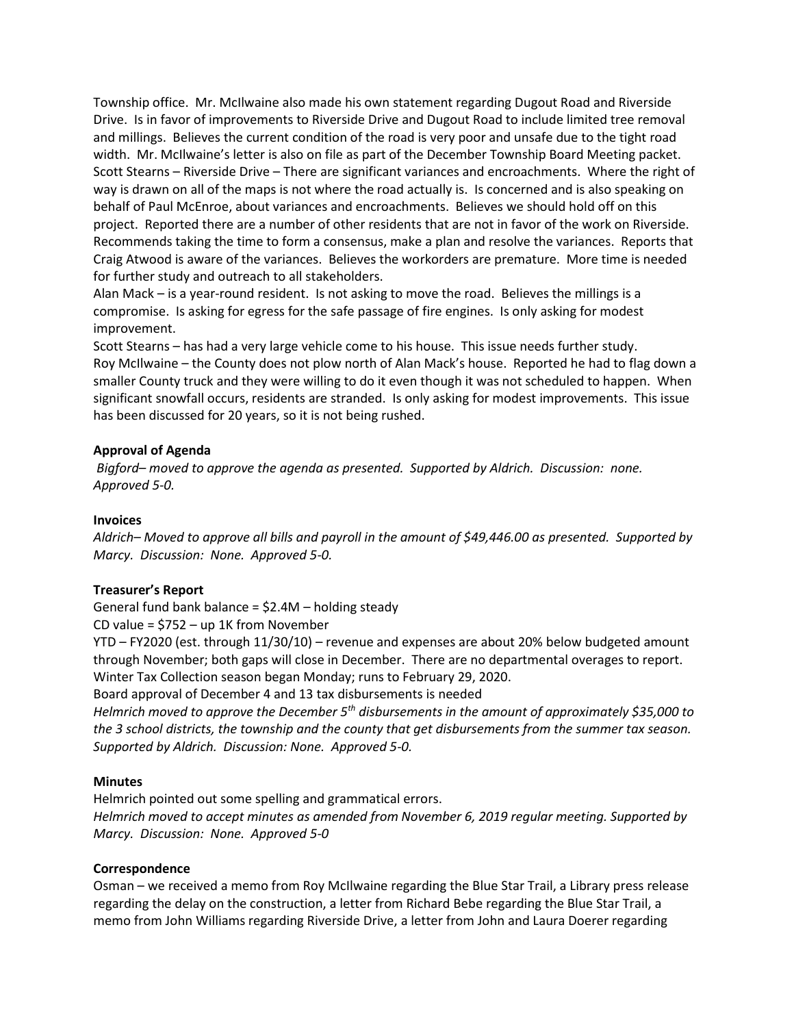Township office. Mr. McIlwaine also made his own statement regarding Dugout Road and Riverside Drive. Is in favor of improvements to Riverside Drive and Dugout Road to include limited tree removal and millings. Believes the current condition of the road is very poor and unsafe due to the tight road width. Mr. McIlwaine's letter is also on file as part of the December Township Board Meeting packet. Scott Stearns – Riverside Drive – There are significant variances and encroachments. Where the right of way is drawn on all of the maps is not where the road actually is. Is concerned and is also speaking on behalf of Paul McEnroe, about variances and encroachments. Believes we should hold off on this project. Reported there are a number of other residents that are not in favor of the work on Riverside. Recommends taking the time to form a consensus, make a plan and resolve the variances. Reports that Craig Atwood is aware of the variances. Believes the workorders are premature. More time is needed for further study and outreach to all stakeholders.

Alan Mack – is a year-round resident. Is not asking to move the road. Believes the millings is a compromise. Is asking for egress for the safe passage of fire engines. Is only asking for modest improvement.

Scott Stearns – has had a very large vehicle come to his house. This issue needs further study.

Roy McIlwaine – the County does not plow north of Alan Mack's house. Reported he had to flag down a smaller County truck and they were willing to do it even though it was not scheduled to happen. When significant snowfall occurs, residents are stranded. Is only asking for modest improvements. This issue has been discussed for 20 years, so it is not being rushed.

**Approval of Agenda**

*Bigford– moved to approve the agenda as presented. Supported by Aldrich. Discussion: none. Approved 5-0.*

**Invoices**

*Aldrich– Moved to approve all bills and payroll in the amount of $49,446.00 as presented. Supported by Marcy. Discussion: None. Approved 5-0.*

**Treasurer's Report**

General fund bank balance = $2.4M – holding steady

CD value = $752 – up 1K from November

YTD – FY2020 (est. through 11/30/10) – revenue and expenses are about 20% below budgeted amount through November; both gaps will close in December. There are no departmental overages to report.

Winter Tax Collection season began Monday; runs to February 29, 2020.

Board approval of December 4 and 13 tax disbursements is needed

*Helmrich moved to approve the December 5th disbursements in the amount of approximately $35,000 to the 3 school districts, the township and the county that get disbursements from the summer tax season. Supported by Aldrich. Discussion: None. Approved 5-0.*

**Minutes**

Helmrich pointed out some spelling and grammatical errors.

*Helmrich moved to accept minutes as amended from November 6, 2019 regular meeting. Supported by Marcy. Discussion: None. Approved 5-0*

**Correspondence**

Osman – we received a memo from Roy McIlwaine regarding the Blue Star Trail, a Library press release regarding the delay on the construction, a letter from Richard Bebe regarding the Blue Star Trail, a memo from John Williams regarding Riverside Drive, a letter from John and Laura Doerer regarding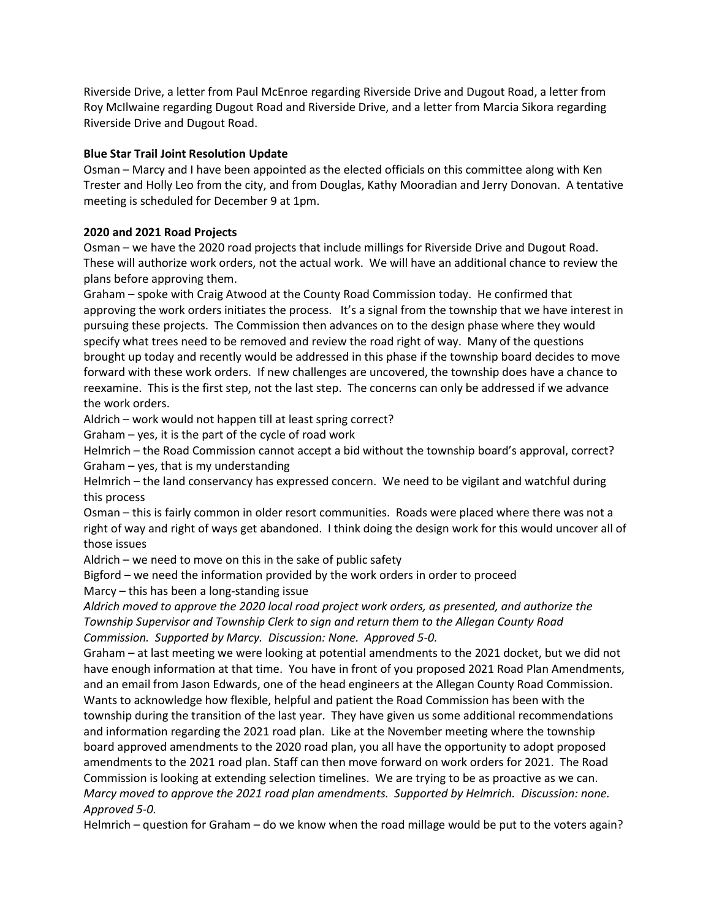Riverside Drive, a letter from Paul McEnroe regarding Riverside Drive and Dugout Road, a letter from Roy McIlwaine regarding Dugout Road and Riverside Drive, and a letter from Marcia Sikora regarding Riverside Drive and Dugout Road.

**Blue Star Trail Joint Resolution Update**

Osman – Marcy and I have been appointed as the elected officials on this committee along with Ken Trester and Holly Leo from the city, and from Douglas, Kathy Mooradian and Jerry Donovan. A tentative meeting is scheduled for December 9 at 1pm.

**2020 and 2021 Road Projects**

Osman – we have the 2020 road projects that include millings for Riverside Drive and Dugout Road. These will authorize work orders, not the actual work. We will have an additional chance to review the plans before approving them.

Graham – spoke with Craig Atwood at the County Road Commission today. He confirmed that approving the work orders initiates the process. It's a signal from the township that we have interest in pursuing these projects. The Commission then advances on to the design phase where they would specify what trees need to be removed and review the road right of way. Many of the questions brought up today and recently would be addressed in this phase if the township board decides to move forward with these work orders. If new challenges are uncovered, the township does have a chance to reexamine. This is the first step, not the last step. The concerns can only be addressed if we advance the work orders.

Aldrich – work would not happen till at least spring correct?

Graham – yes, it is the part of the cycle of road work

Helmrich – the Road Commission cannot accept a bid without the township board's approval, correct?

Graham – yes, that is my understanding

Helmrich – the land conservancy has expressed concern. We need to be vigilant and watchful during this process

Osman – this is fairly common in older resort communities. Roads were placed where there was not a right of way and right of ways get abandoned. I think doing the design work for this would uncover all of those issues

Aldrich – we need to move on this in the sake of public safety

Bigford – we need the information provided by the work orders in order to proceed

Marcy – this has been a long-standing issue

*Aldrich moved to approve the 2020 local road project work orders, as presented, and authorize the Township Supervisor and Township Clerk to sign and return them to the Allegan County Road Commission. Supported by Marcy. Discussion: None. Approved 5-0.*

Graham – at last meeting we were looking at potential amendments to the 2021 docket, but we did not have enough information at that time. You have in front of you proposed 2021 Road Plan Amendments, and an email from Jason Edwards, one of the head engineers at the Allegan County Road Commission. Wants to acknowledge how flexible, helpful and patient the Road Commission has been with the township during the transition of the last year. They have given us some additional recommendations and information regarding the 2021 road plan. Like at the November meeting where the township board approved amendments to the 2020 road plan, you all have the opportunity to adopt proposed amendments to the 2021 road plan. Staff can then move forward on work orders for 2021. The Road Commission is looking at extending selection timelines. We are trying to be as proactive as we can.

*Marcy moved to approve the 2021 road plan amendments. Supported by Helmrich. Discussion: none. Approved 5-0.*

Helmrich – question for Graham – do we know when the road millage would be put to the voters again?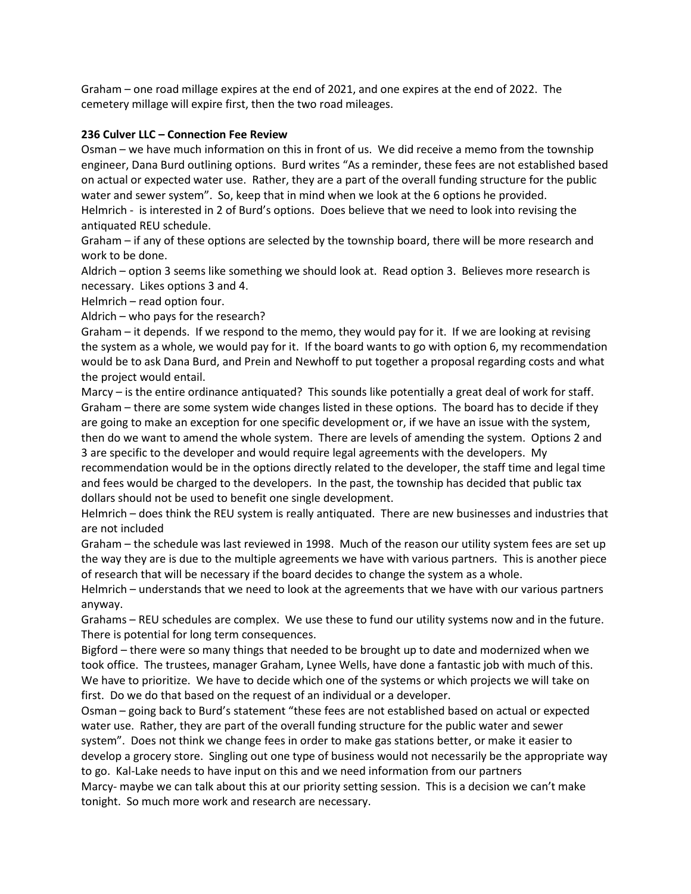Graham – one road millage expires at the end of 2021, and one expires at the end of 2022. The cemetery millage will expire first, then the two road mileages.

**236 Culver LLC – Connection Fee Review**

Osman – we have much information on this in front of us. We did receive a memo from the township engineer, Dana Burd outlining options. Burd writes "As a reminder, these fees are not established based on actual or expected water use. Rather, they are a part of the overall funding structure for the public water and sewer system". So, keep that in mind when we look at the 6 options he provided.

Helmrich - is interested in 2 of Burd's options. Does believe that we need to look into revising the antiquated REU schedule.

Graham – if any of these options are selected by the township board, there will be more research and work to be done.

Aldrich – option 3 seems like something we should look at. Read option 3. Believes more research is necessary. Likes options 3 and 4.

Helmrich – read option four.

Aldrich – who pays for the research?

Graham – it depends. If we respond to the memo, they would pay for it. If we are looking at revising the system as a whole, we would pay for it. If the board wants to go with option 6, my recommendation would be to ask Dana Burd, and Prein and Newhoff to put together a proposal regarding costs and what the project would entail.

Marcy – is the entire ordinance antiquated? This sounds like potentially a great deal of work for staff.

Graham – there are some system wide changes listed in these options. The board has to decide if they are going to make an exception for one specific development or, if we have an issue with the system, then do we want to amend the whole system. There are levels of amending the system. Options 2 and 3 are specific to the developer and would require legal agreements with the developers. My recommendation would be in the options directly related to the developer, the staff time and legal time and fees would be charged to the developers. In the past, the township has decided that public tax dollars should not be used to benefit one single development.

Helmrich – does think the REU system is really antiquated. There are new businesses and industries that are not included

Graham – the schedule was last reviewed in 1998. Much of the reason our utility system fees are set up the way they are is due to the multiple agreements we have with various partners. This is another piece of research that will be necessary if the board decides to change the system as a whole.

Helmrich – understands that we need to look at the agreements that we have with our various partners anyway.

Grahams – REU schedules are complex. We use these to fund our utility systems now and in the future. There is potential for long term consequences.

Bigford – there were so many things that needed to be brought up to date and modernized when we took office. The trustees, manager Graham, Lynee Wells, have done a fantastic job with much of this. We have to prioritize. We have to decide which one of the systems or which projects we will take on first. Do we do that based on the request of an individual or a developer.

Osman – going back to Burd's statement "these fees are not established based on actual or expected water use. Rather, they are part of the overall funding structure for the public water and sewer system". Does not think we change fees in order to make gas stations better, or make it easier to develop a grocery store. Singling out one type of business would not necessarily be the appropriate way to go. Kal-Lake needs to have input on this and we need information from our partners

Marcy- maybe we can talk about this at our priority setting session. This is a decision we can't make tonight. So much more work and research are necessary.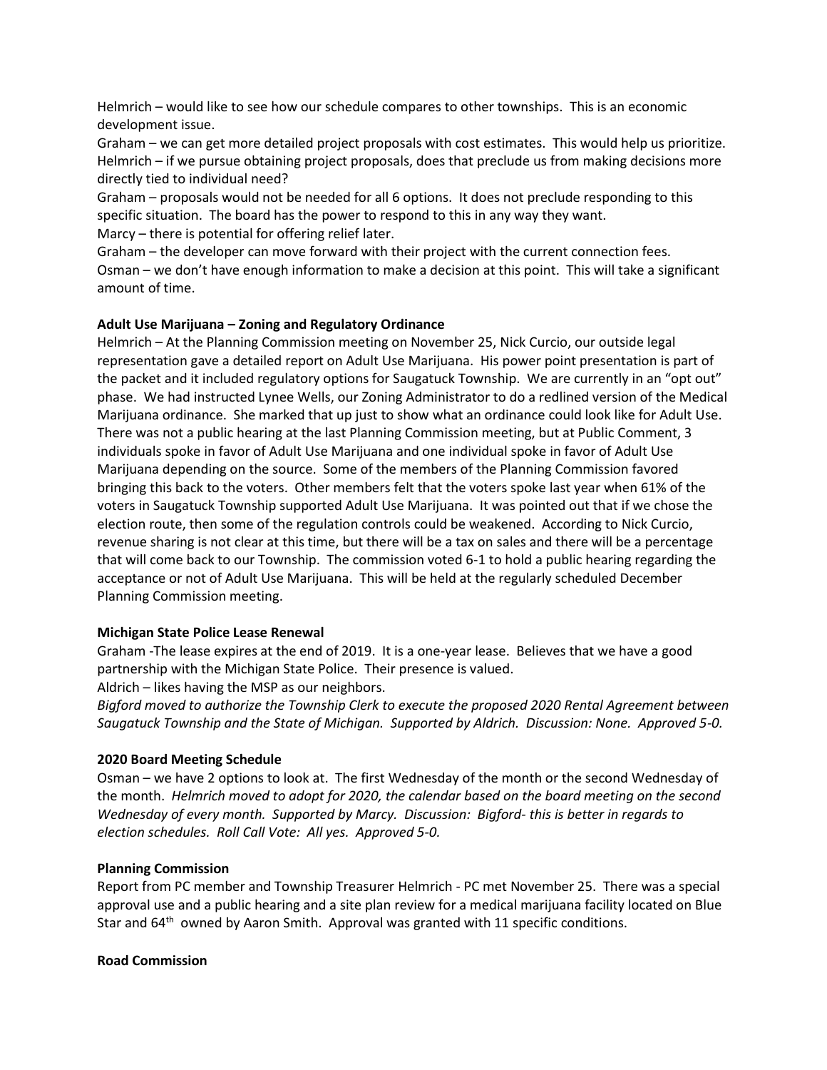Helmrich – would like to see how our schedule compares to other townships. This is an economic development issue.
Graham – we can get more detailed project proposals with cost estimates. This would help us prioritize.
Helmrich – if we pursue obtaining project proposals, does that preclude us from making decisions more directly tied to individual need?
Graham – proposals would not be needed for all 6 options. It does not preclude responding to this specific situation. The board has the power to respond to this in any way they want.
Marcy – there is potential for offering relief later.
Graham – the developer can move forward with their project with the current connection fees.
Osman – we don't have enough information to make a decision at this point. This will take a significant amount of time.

**Adult Use Marijuana – Zoning and Regulatory Ordinance**

Helmrich – At the Planning Commission meeting on November 25, Nick Curcio, our outside legal representation gave a detailed report on Adult Use Marijuana. His power point presentation is part of the packet and it included regulatory options for Saugatuck Township. We are currently in an "opt out" phase. We had instructed Lynee Wells, our Zoning Administrator to do a redlined version of the Medical Marijuana ordinance. She marked that up just to show what an ordinance could look like for Adult Use. There was not a public hearing at the last Planning Commission meeting, but at Public Comment, 3 individuals spoke in favor of Adult Use Marijuana and one individual spoke in favor of Adult Use Marijuana depending on the source. Some of the members of the Planning Commission favored bringing this back to the voters. Other members felt that the voters spoke last year when 61% of the voters in Saugatuck Township supported Adult Use Marijuana. It was pointed out that if we chose the election route, then some of the regulation controls could be weakened. According to Nick Curcio, revenue sharing is not clear at this time, but there will be a tax on sales and there will be a percentage that will come back to our Township. The commission voted 6-1 to hold a public hearing regarding the acceptance or not of Adult Use Marijuana. This will be held at the regularly scheduled December Planning Commission meeting.

**Michigan State Police Lease Renewal**

Graham -The lease expires at the end of 2019. It is a one-year lease. Believes that we have a good partnership with the Michigan State Police. Their presence is valued.
Aldrich – likes having the MSP as our neighbors.
*Bigford moved to authorize the Township Clerk to execute the proposed 2020 Rental Agreement between Saugatuck Township and the State of Michigan. Supported by Aldrich. Discussion: None. Approved 5-0.*

**2020 Board Meeting Schedule**

Osman – we have 2 options to look at. The first Wednesday of the month or the second Wednesday of the month. *Helmrich moved to adopt for 2020, the calendar based on the board meeting on the second Wednesday of every month. Supported by Marcy. Discussion: Bigford- this is better in regards to election schedules. Roll Call Vote: All yes. Approved 5-0.*

**Planning Commission**

Report from PC member and Township Treasurer Helmrich - PC met November 25. There was a special approval use and a public hearing and a site plan review for a medical marijuana facility located on Blue Star and 64th owned by Aaron Smith. Approval was granted with 11 specific conditions.

**Road Commission**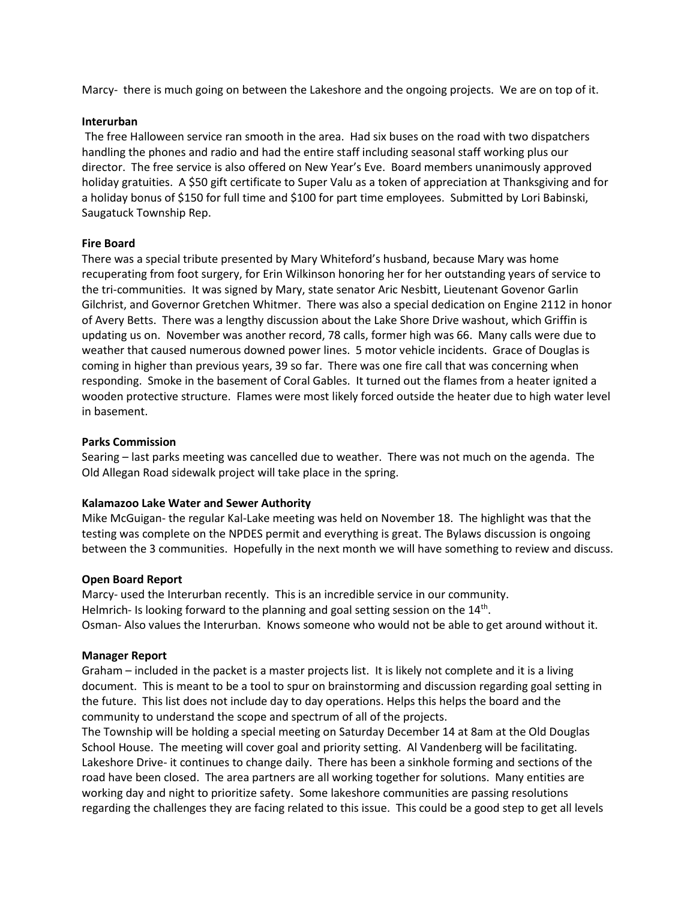Marcy- there is much going on between the Lakeshore and the ongoing projects. We are on top of it.

**Interurban**

The free Halloween service ran smooth in the area. Had six buses on the road with two dispatchers handling the phones and radio and had the entire staff including seasonal staff working plus our director. The free service is also offered on New Year's Eve. Board members unanimously approved holiday gratuities. A $50 gift certificate to Super Valu as a token of appreciation at Thanksgiving and for a holiday bonus of $150 for full time and $100 for part time employees. Submitted by Lori Babinski, Saugatuck Township Rep.

**Fire Board**

There was a special tribute presented by Mary Whiteford's husband, because Mary was home recuperating from foot surgery, for Erin Wilkinson honoring her for her outstanding years of service to the tri-communities. It was signed by Mary, state senator Aric Nesbitt, Lieutenant Govenor Garlin Gilchrist, and Governor Gretchen Whitmer. There was also a special dedication on Engine 2112 in honor of Avery Betts. There was a lengthy discussion about the Lake Shore Drive washout, which Griffin is updating us on. November was another record, 78 calls, former high was 66. Many calls were due to weather that caused numerous downed power lines. 5 motor vehicle incidents. Grace of Douglas is coming in higher than previous years, 39 so far. There was one fire call that was concerning when responding. Smoke in the basement of Coral Gables. It turned out the flames from a heater ignited a wooden protective structure. Flames were most likely forced outside the heater due to high water level in basement.

**Parks Commission**

Searing – last parks meeting was cancelled due to weather. There was not much on the agenda. The Old Allegan Road sidewalk project will take place in the spring.

**Kalamazoo Lake Water and Sewer Authority**

Mike McGuigan- the regular Kal-Lake meeting was held on November 18. The highlight was that the testing was complete on the NPDES permit and everything is great. The Bylaws discussion is ongoing between the 3 communities. Hopefully in the next month we will have something to review and discuss.

**Open Board Report**

Marcy- used the Interurban recently. This is an incredible service in our community.
Helmrich- Is looking forward to the planning and goal setting session on the 14th.
Osman- Also values the Interurban. Knows someone who would not be able to get around without it.

**Manager Report**

Graham – included in the packet is a master projects list. It is likely not complete and it is a living document. This is meant to be a tool to spur on brainstorming and discussion regarding goal setting in the future. This list does not include day to day operations. Helps this helps the board and the community to understand the scope and spectrum of all of the projects.
The Township will be holding a special meeting on Saturday December 14 at 8am at the Old Douglas School House. The meeting will cover goal and priority setting. Al Vandenberg will be facilitating.
Lakeshore Drive- it continues to change daily. There has been a sinkhole forming and sections of the road have been closed. The area partners are all working together for solutions. Many entities are working day and night to prioritize safety. Some lakeshore communities are passing resolutions regarding the challenges they are facing related to this issue. This could be a good step to get all levels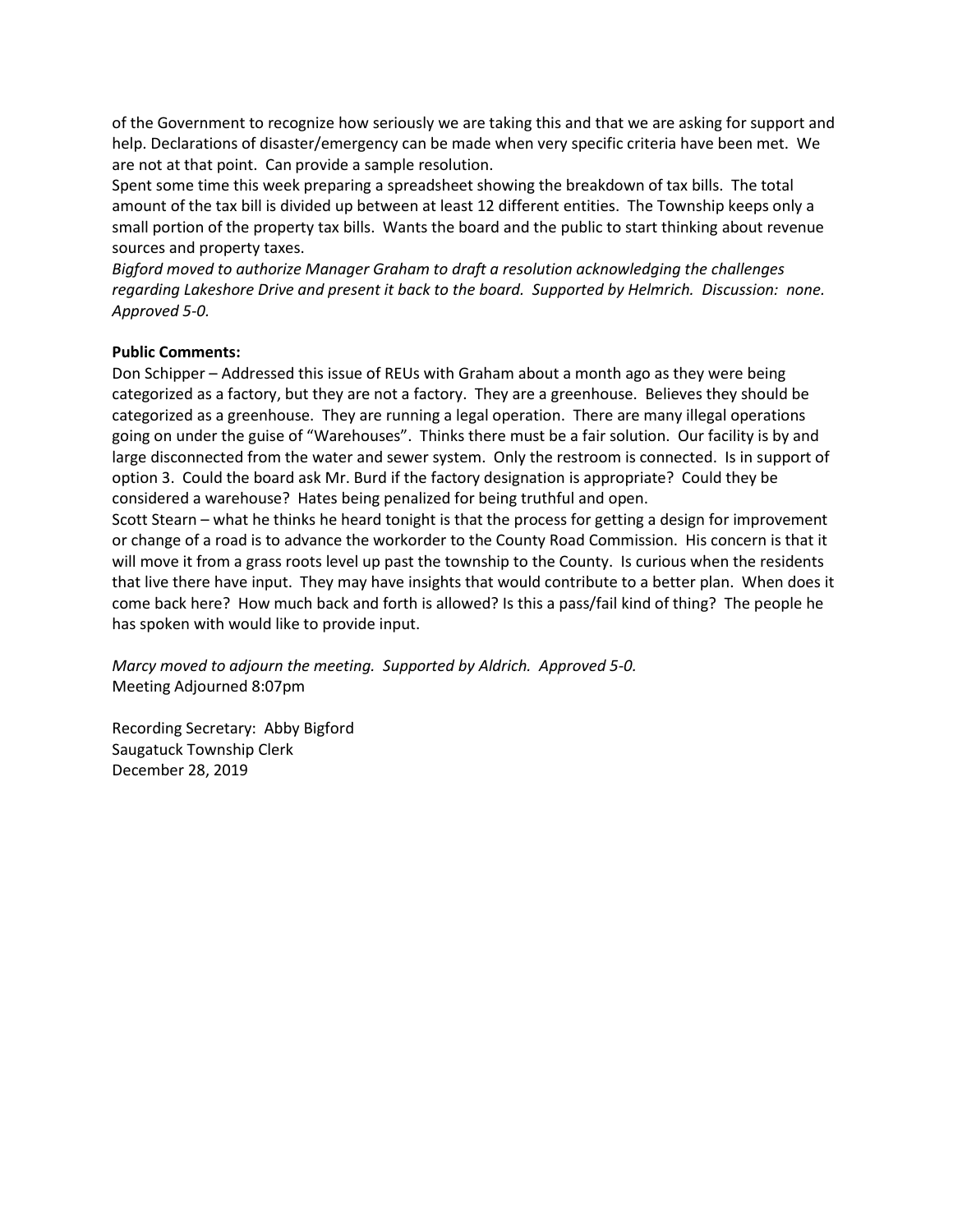of the Government to recognize how seriously we are taking this and that we are asking for support and help. Declarations of disaster/emergency can be made when very specific criteria have been met. We are not at that point. Can provide a sample resolution.
Spent some time this week preparing a spreadsheet showing the breakdown of tax bills. The total amount of the tax bill is divided up between at least 12 different entities. The Township keeps only a small portion of the property tax bills. Wants the board and the public to start thinking about revenue sources and property taxes.
*Bigford moved to authorize Manager Graham to draft a resolution acknowledging the challenges regarding Lakeshore Drive and present it back to the board. Supported by Helmrich. Discussion: none. Approved 5-0.*

**Public Comments:**
Don Schipper – Addressed this issue of REUs with Graham about a month ago as they were being categorized as a factory, but they are not a factory. They are a greenhouse. Believes they should be categorized as a greenhouse. They are running a legal operation. There are many illegal operations going on under the guise of "Warehouses". Thinks there must be a fair solution. Our facility is by and large disconnected from the water and sewer system. Only the restroom is connected. Is in support of option 3. Could the board ask Mr. Burd if the factory designation is appropriate? Could they be considered a warehouse? Hates being penalized for being truthful and open.
Scott Stearn – what he thinks he heard tonight is that the process for getting a design for improvement or change of a road is to advance the workorder to the County Road Commission. His concern is that it will move it from a grass roots level up past the township to the County. Is curious when the residents that live there have input. They may have insights that would contribute to a better plan. When does it come back here? How much back and forth is allowed? Is this a pass/fail kind of thing? The people he has spoken with would like to provide input.

*Marcy moved to adjourn the meeting. Supported by Aldrich. Approved 5-0.*
Meeting Adjourned 8:07pm

Recording Secretary: Abby Bigford
Saugatuck Township Clerk
December 28, 2019